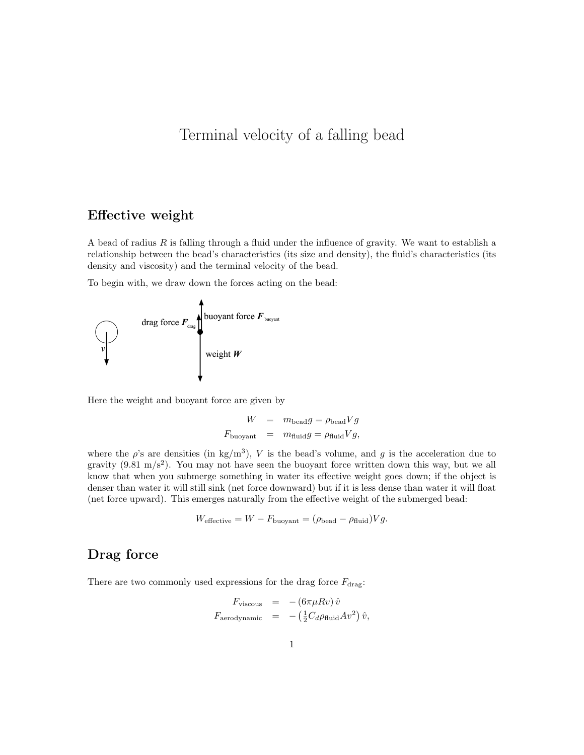# Terminal velocity of a falling bead

## Effective weight

A bead of radius $R$ is falling through a fluid under the influence of gravity. We want to establish a relationship between the bead's characteristics (its size and density), the fluid's characteristics (its density and viscosity) and the terminal velocity of the bead.

To begin with, we draw down the forces acting on the bead:

Here the weight and buoyant force are given by

$$
\begin{aligned}
W &= m_{\text{bead}} g = \rho_{\text{bead}} V g \\
F_{\text{buoyant}} &= m_{\text{fluid}} g = \rho_{\text{fluid}} V g,
\end{aligned}
$$

where the $\rho$'s are densities (in kg/m$^3$), $V$ is the bead's volume, and $g$ is the acceleration due to gravity (9.81 m/s$^2$). You may not have seen the buoyant force written down this way, but we all know that when you submerge something in water its effective weight goes down; if the object is denser than water it will still sink (net force downward) but if it is less dense than water it will float (net force upward). This emerges naturally from the effective weight of the submerged bead:

$$
W_{\text{effective}} = W - F_{\text{buoyant}} = (\rho_{\text{bead}} - \rho_{\text{fluid}}) V g.
$$

## Drag force

There are two commonly used expressions for the drag force $F_{\text{drag}}$:

$$
\begin{aligned}
F_{\text{viscous}} &= -\left(6\pi\mu R v\right)\hat{v} \\
F_{\text{aerodynamic}} &= -\left(\tfrac{1}{2} C_d \rho_{\text{fluid}} A v^2\right)\hat{v},
\end{aligned}
$$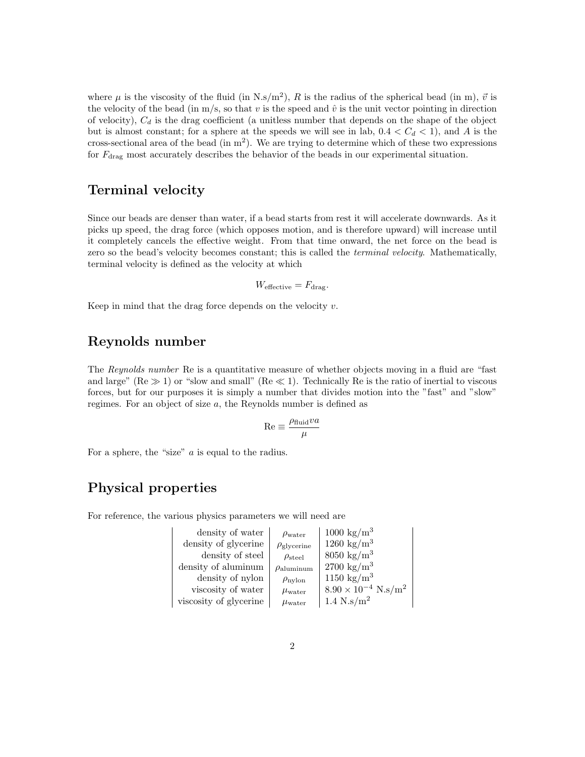where $\mu$ is the viscosity of the fluid (in N.s/m$^2$), $R$ is the radius of the spherical bead (in m), $\vec{v}$ is the velocity of the bead (in m/s, so that $v$ is the speed and $\hat{v}$ is the unit vector pointing in direction of velocity), $C_d$ is the drag coefficient (a unitless number that depends on the shape of the object but is almost constant; for a sphere at the speeds we will see in lab, $0.4 < C_d < 1$), and $A$ is the cross-sectional area of the bead (in m$^2$). We are trying to determine which of these two expressions for $F_{\text{drag}}$ most accurately describes the behavior of the beads in our experimental situation.

## Terminal velocity

Since our beads are denser than water, if a bead starts from rest it will accelerate downwards. As it picks up speed, the drag force (which opposes motion, and is therefore upward) will increase until it completely cancels the effective weight. From that time onward, the net force on the bead is zero so the bead's velocity becomes constant; this is called the *terminal velocity*. Mathematically, terminal velocity is defined as the velocity at which

$$W_{\text{effective}} = F_{\text{drag}}.$$

Keep in mind that the drag force depends on the velocity $v$.

## Reynolds number

The *Reynolds number* Re is a quantitative measure of whether objects moving in a fluid are "fast and large" ($\text{Re} \gg 1$) or "slow and small" ($\text{Re} \ll 1$). Technically Re is the ratio of inertial to viscous forces, but for our purposes it is simply a number that divides motion into the "fast" and "slow" regimes. For an object of size $a$, the Reynolds number is defined as

$$\text{Re} \equiv \frac{\rho_{\text{fluid}} v a}{\mu}$$

For a sphere, the "size" $a$ is equal to the radius.

## Physical properties

For reference, the various physics parameters we will need are

| | | |
|---|---|---|
| density of water | $\rho_{\text{water}}$ | 1000 kg/m$^3$ |
| density of glycerine | $\rho_{\text{glycerine}}$ | 1260 kg/m$^3$ |
| density of steel | $\rho_{\text{steel}}$ | 8050 kg/m$^3$ |
| density of aluminum | $\rho_{\text{aluminum}}$ | 2700 kg/m$^3$ |
| density of nylon | $\rho_{\text{nylon}}$ | 1150 kg/m$^3$ |
| viscosity of water | $\mu_{\text{water}}$ | $8.90 \times 10^{-4}$ N.s/m$^2$ |
| viscosity of glycerine | $\mu_{\text{water}}$ | 1.4 N.s/m$^2$ |